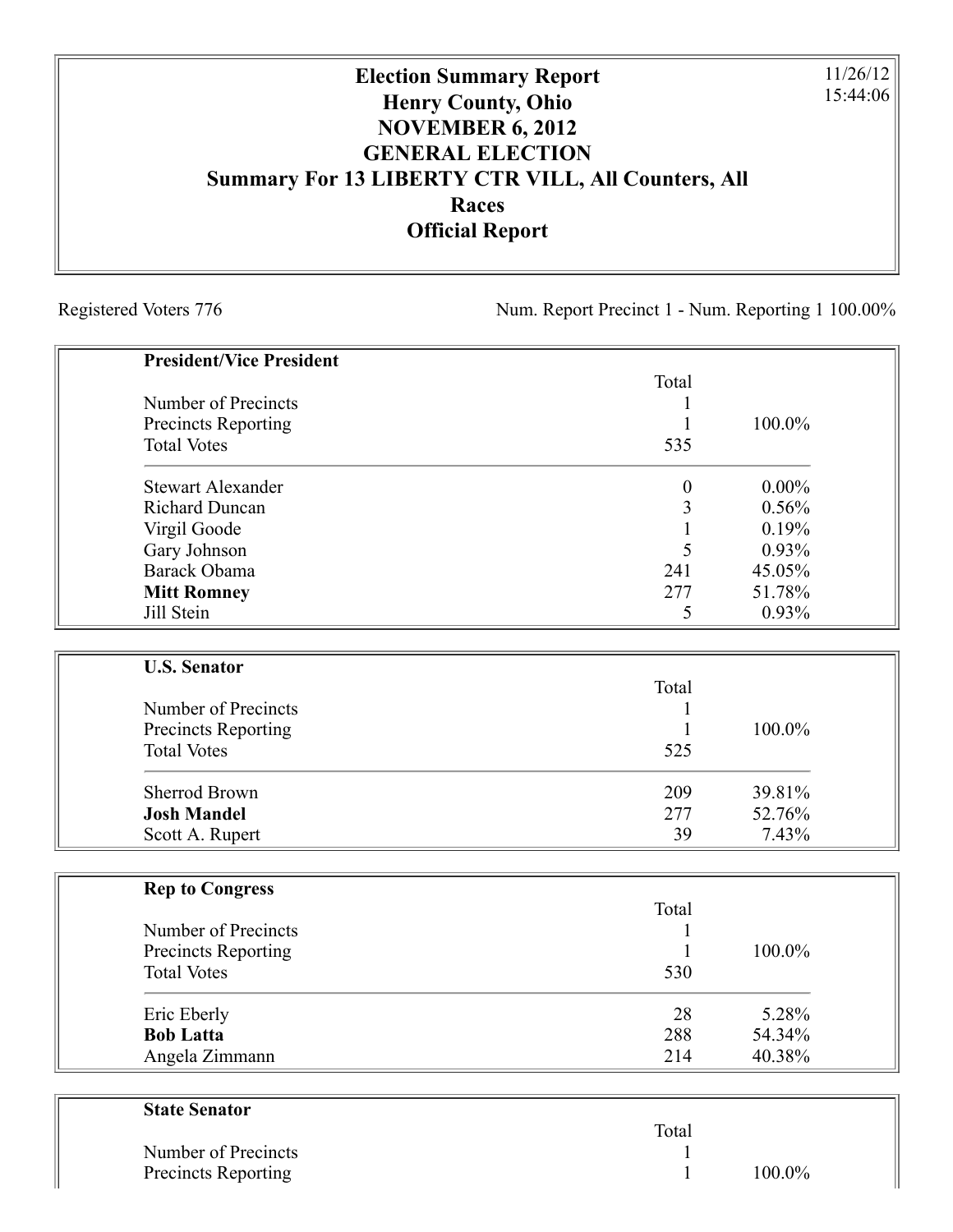# Election Summary Report
# Henry County, Ohio
# NOVEMBER 6, 2012
# GENERAL ELECTION
# Summary For 13 LIBERTY CTR VILL, All Counters, All Races
# Official Report

11/26/12
15:44:06

Registered Voters 776

Num. Report Precinct 1 - Num. Reporting 1 100.00%

## President/Vice President

| | Total | |
|---|---|---|
| Number of Precincts | 1 | |
| Precincts Reporting | 1 | 100.0% |
| Total Votes | 535 | |
| Stewart Alexander | 0 | 0.00% |
| Richard Duncan | 3 | 0.56% |
| Virgil Goode | 1 | 0.19% |
| Gary Johnson | 5 | 0.93% |
| Barack Obama | 241 | 45.05% |
| **Mitt Romney** | 277 | 51.78% |
| Jill Stein | 5 | 0.93% |

## U.S. Senator

| | Total | |
|---|---|---|
| Number of Precincts | 1 | |
| Precincts Reporting | 1 | 100.0% |
| Total Votes | 525 | |
| Sherrod Brown | 209 | 39.81% |
| **Josh Mandel** | 277 | 52.76% |
| Scott A. Rupert | 39 | 7.43% |

## Rep to Congress

| | Total | |
|---|---|---|
| Number of Precincts | 1 | |
| Precincts Reporting | 1 | 100.0% |
| Total Votes | 530 | |
| Eric Eberly | 28 | 5.28% |
| **Bob Latta** | 288 | 54.34% |
| Angela Zimmann | 214 | 40.38% |

## State Senator

| | Total | |
|---|---|---|
| Number of Precincts | 1 | |
| Precincts Reporting | 1 | 100.0% |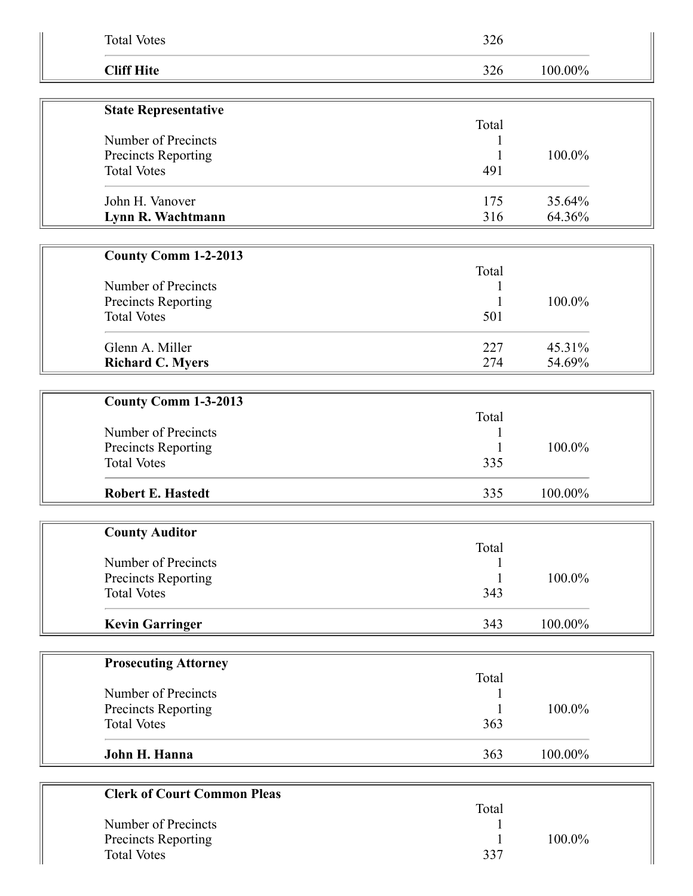| | | |
|---|---|---|
| Total Votes | 326 | |
| **Cliff Hite** | 326 | 100.00% |

| **State Representative** | | |
|---|---|---|
| | Total | |
| Number of Precincts | 1 | |
| Precincts Reporting | 1 | 100.0% |
| Total Votes | 491 | |
| John H. Vanover | 175 | 35.64% |
| **Lynn R. Wachtmann** | 316 | 64.36% |

| **County Comm 1-2-2013** | | |
|---|---|---|
| | Total | |
| Number of Precincts | 1 | |
| Precincts Reporting | 1 | 100.0% |
| Total Votes | 501 | |
| Glenn A. Miller | 227 | 45.31% |
| **Richard C. Myers** | 274 | 54.69% |

| **County Comm 1-3-2013** | | |
|---|---|---|
| | Total | |
| Number of Precincts | 1 | |
| Precincts Reporting | 1 | 100.0% |
| Total Votes | 335 | |
| **Robert E. Hastedt** | 335 | 100.00% |

| **County Auditor** | | |
|---|---|---|
| | Total | |
| Number of Precincts | 1 | |
| Precincts Reporting | 1 | 100.0% |
| Total Votes | 343 | |
| **Kevin Garringer** | 343 | 100.00% |

| **Prosecuting Attorney** | | |
|---|---|---|
| | Total | |
| Number of Precincts | 1 | |
| Precincts Reporting | 1 | 100.0% |
| Total Votes | 363 | |
| **John H. Hanna** | 363 | 100.00% |

| **Clerk of Court Common Pleas** | | |
|---|---|---|
| | Total | |
| Number of Precincts | 1 | |
| Precincts Reporting | 1 | 100.0% |
| Total Votes | 337 | |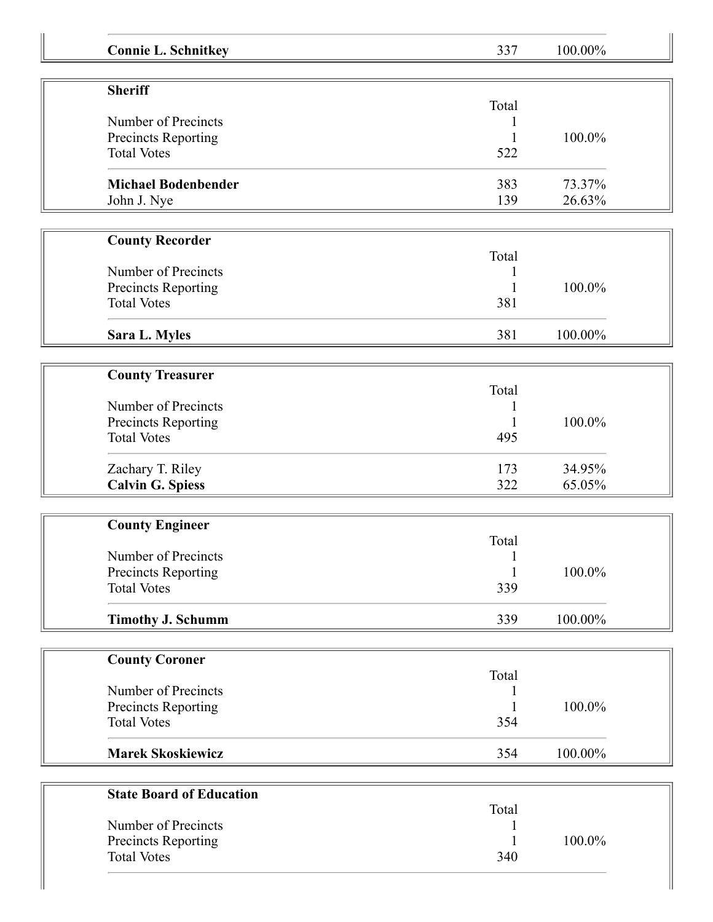| | | |
|---|---|---|
| **Connie L. Schnitkey** | 337 | 100.00% |

**Sheriff**

| | Total | |
|---|---|---|
| Number of Precincts | 1 | |
| Precincts Reporting | 1 | 100.0% |
| Total Votes | 522 | |
| **Michael Bodenbender** | 383 | 73.37% |
| John J. Nye | 139 | 26.63% |

**County Recorder**

| | Total | |
|---|---|---|
| Number of Precincts | 1 | |
| Precincts Reporting | 1 | 100.0% |
| Total Votes | 381 | |
| **Sara L. Myles** | 381 | 100.00% |

**County Treasurer**

| | Total | |
|---|---|---|
| Number of Precincts | 1 | |
| Precincts Reporting | 1 | 100.0% |
| Total Votes | 495 | |
| Zachary T. Riley | 173 | 34.95% |
| **Calvin G. Spiess** | 322 | 65.05% |

**County Engineer**

| | Total | |
|---|---|---|
| Number of Precincts | 1 | |
| Precincts Reporting | 1 | 100.0% |
| Total Votes | 339 | |
| **Timothy J. Schumm** | 339 | 100.00% |

**County Coroner**

| | Total | |
|---|---|---|
| Number of Precincts | 1 | |
| Precincts Reporting | 1 | 100.0% |
| Total Votes | 354 | |
| **Marek Skoskiewicz** | 354 | 100.00% |

**State Board of Education**

| | Total | |
|---|---|---|
| Number of Precincts | 1 | |
| Precincts Reporting | 1 | 100.0% |
| Total Votes | 340 | |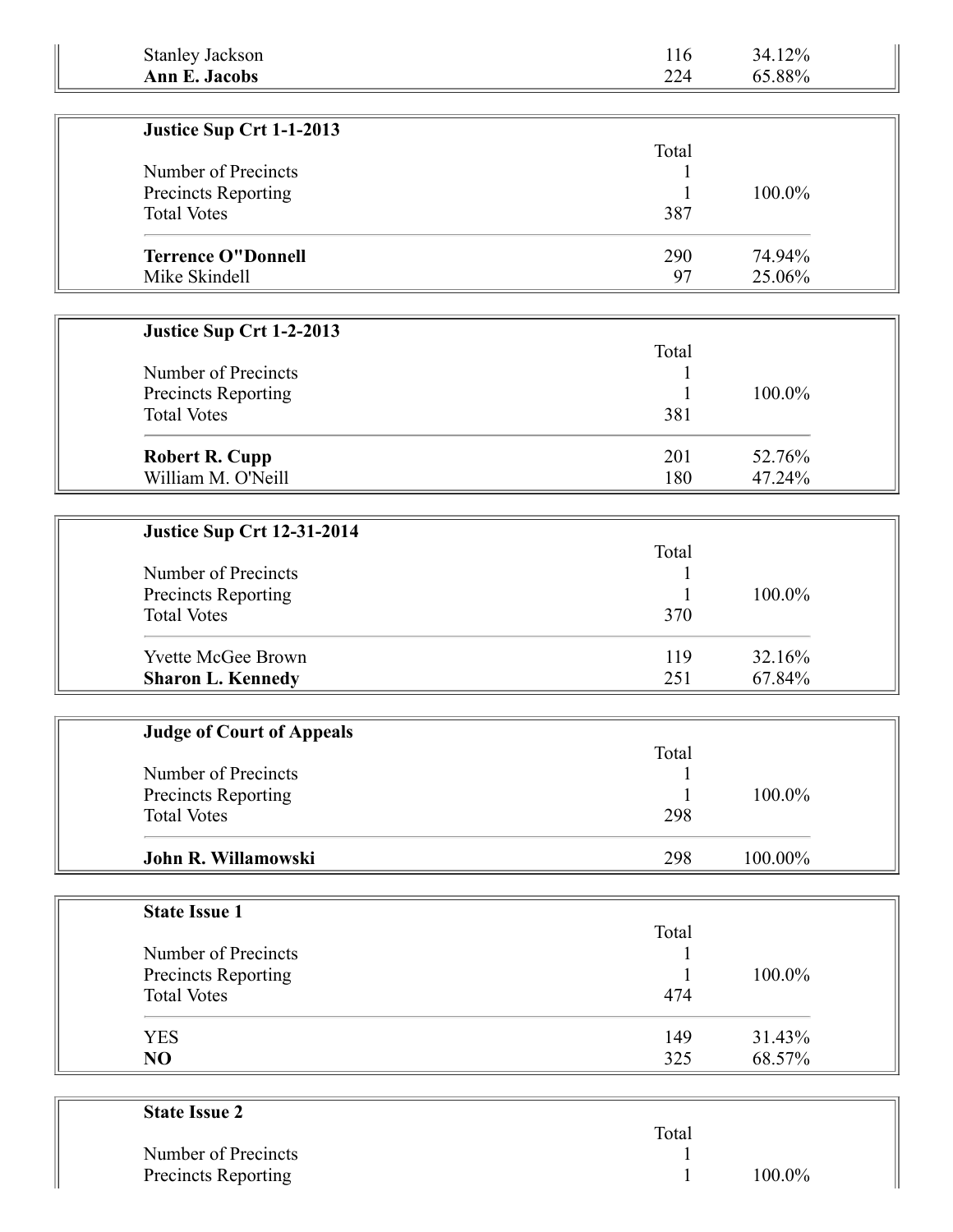| | | |
|---|---|---|
| Stanley Jackson | 116 | 34.12% |
| **Ann E. Jacobs** | 224 | 65.88% |

| **Justice Sup Crt 1-1-2013** | | |
|---|---|---|
| | Total | |
| Number of Precincts | 1 | |
| Precincts Reporting | 1 | 100.0% |
| Total Votes | 387 | |
| **Terrence O"Donnell** | 290 | 74.94% |
| Mike Skindell | 97 | 25.06% |

| **Justice Sup Crt 1-2-2013** | | |
|---|---|---|
| | Total | |
| Number of Precincts | 1 | |
| Precincts Reporting | 1 | 100.0% |
| Total Votes | 381 | |
| **Robert R. Cupp** | 201 | 52.76% |
| William M. O'Neill | 180 | 47.24% |

| **Justice Sup Crt 12-31-2014** | | |
|---|---|---|
| | Total | |
| Number of Precincts | 1 | |
| Precincts Reporting | 1 | 100.0% |
| Total Votes | 370 | |
| Yvette McGee Brown | 119 | 32.16% |
| **Sharon L. Kennedy** | 251 | 67.84% |

| **Judge of Court of Appeals** | | |
|---|---|---|
| | Total | |
| Number of Precincts | 1 | |
| Precincts Reporting | 1 | 100.0% |
| Total Votes | 298 | |
| **John R. Willamowski** | 298 | 100.00% |

| **State Issue 1** | | |
|---|---|---|
| | Total | |
| Number of Precincts | 1 | |
| Precincts Reporting | 1 | 100.0% |
| Total Votes | 474 | |
| YES | 149 | 31.43% |
| **NO** | 325 | 68.57% |

| **State Issue 2** | | |
|---|---|---|
| | Total | |
| Number of Precincts | 1 | |
| Precincts Reporting | 1 | 100.0% |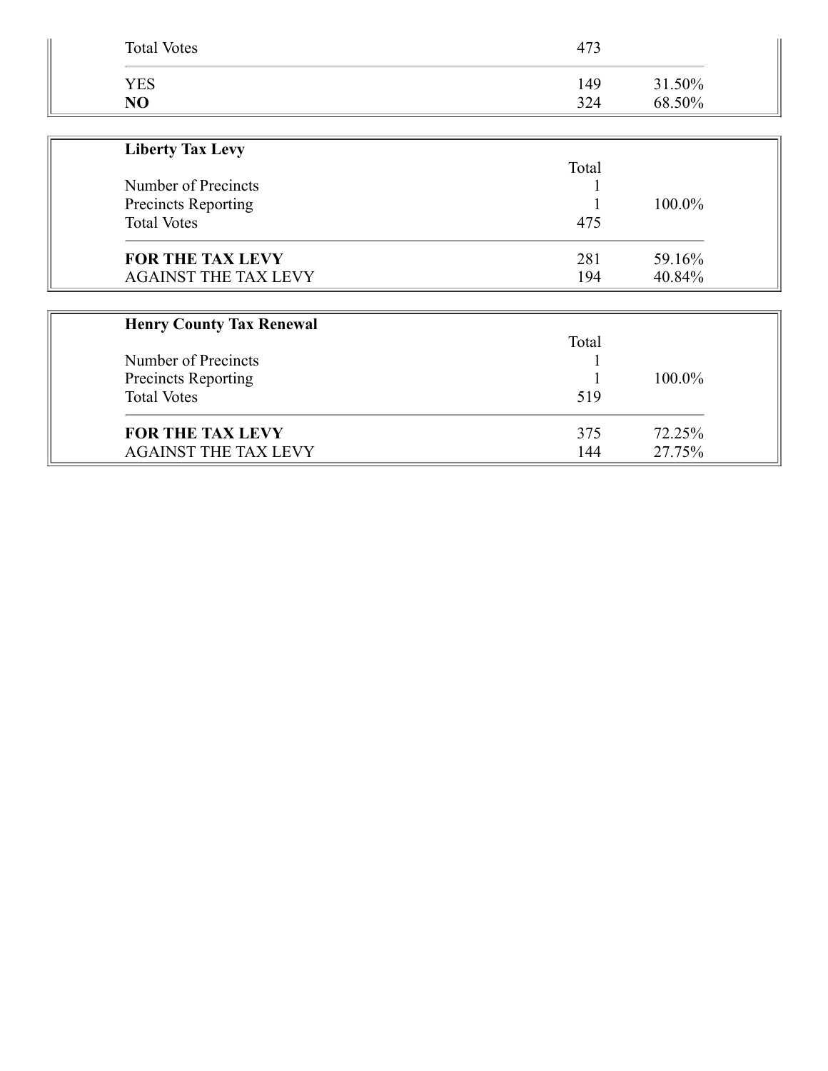| | | |
|---|---|---|
| Total Votes | 473 | |
| YES | 149 | 31.50% |
| **NO** | 324 | 68.50% |

| **Liberty Tax Levy** | Total | |
|---|---|---|
| Number of Precincts | 1 | |
| Precincts Reporting | 1 | 100.0% |
| Total Votes | 475 | |
| **FOR THE TAX LEVY** | 281 | 59.16% |
| AGAINST THE TAX LEVY | 194 | 40.84% |

| **Henry County Tax Renewal** | Total | |
|---|---|---|
| Number of Precincts | 1 | |
| Precincts Reporting | 1 | 100.0% |
| Total Votes | 519 | |
| **FOR THE TAX LEVY** | 375 | 72.25% |
| AGAINST THE TAX LEVY | 144 | 27.75% |